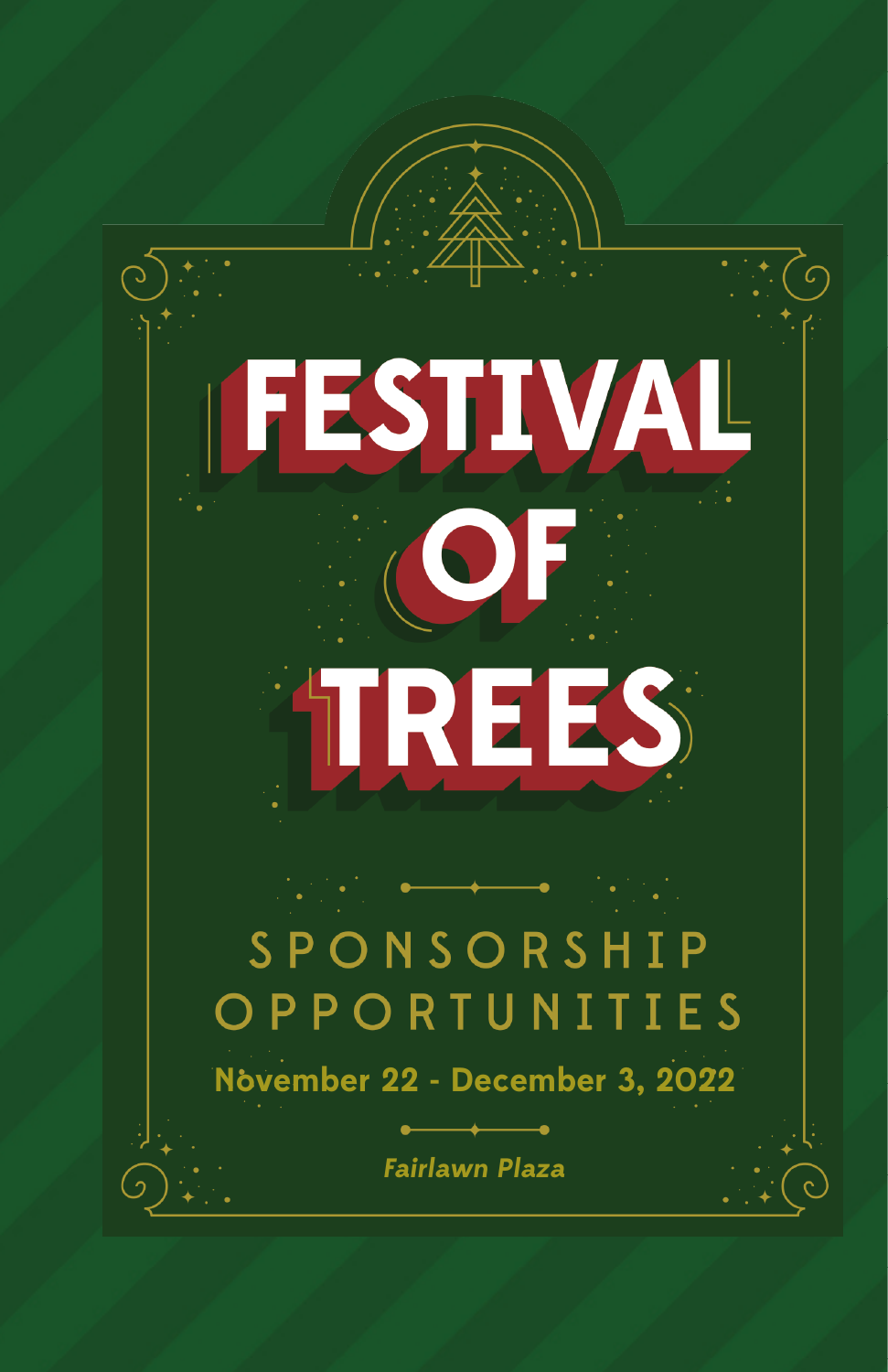# FESTIVAL OF TREES

## SPONSORSHIP OPPORTUNITIES

**November 22 - December 3, 2022**

***Fairlawn Plaza***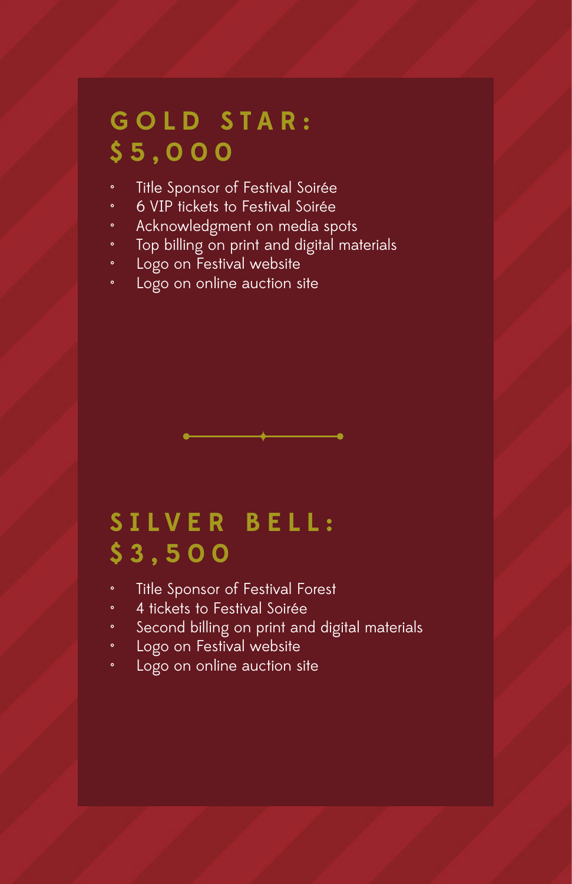## GOLD STAR: $5,000

- Title Sponsor of Festival Soirée
- 6 VIP tickets to Festival Soirée
- Acknowledgment on media spots
- Top billing on print and digital materials
- Logo on Festival website
- Logo on online auction site

## SILVER BELL: $3,500

- Title Sponsor of Festival Forest
- 4 tickets to Festival Soirée
- Second billing on print and digital materials
- Logo on Festival website
- Logo on online auction site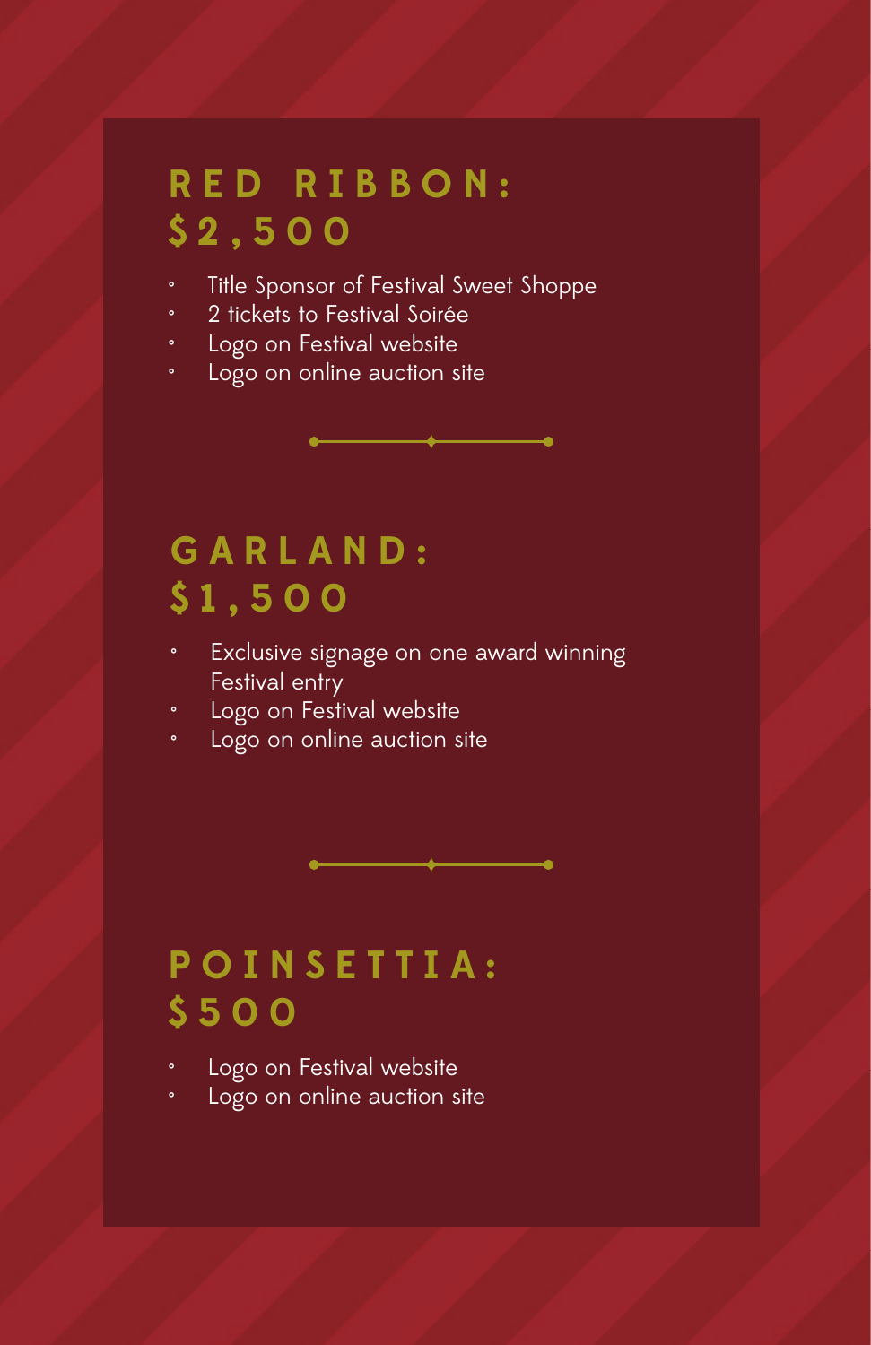## RED RIBBON: $2,500

- Title Sponsor of Festival Sweet Shoppe
- 2 tickets to Festival Soirée
- Logo on Festival website
- Logo on online auction site

## GARLAND: $1,500

- Exclusive signage on one award winning Festival entry
- Logo on Festival website
- Logo on online auction site

## POINSETTIA: $500

- Logo on Festival website
- Logo on online auction site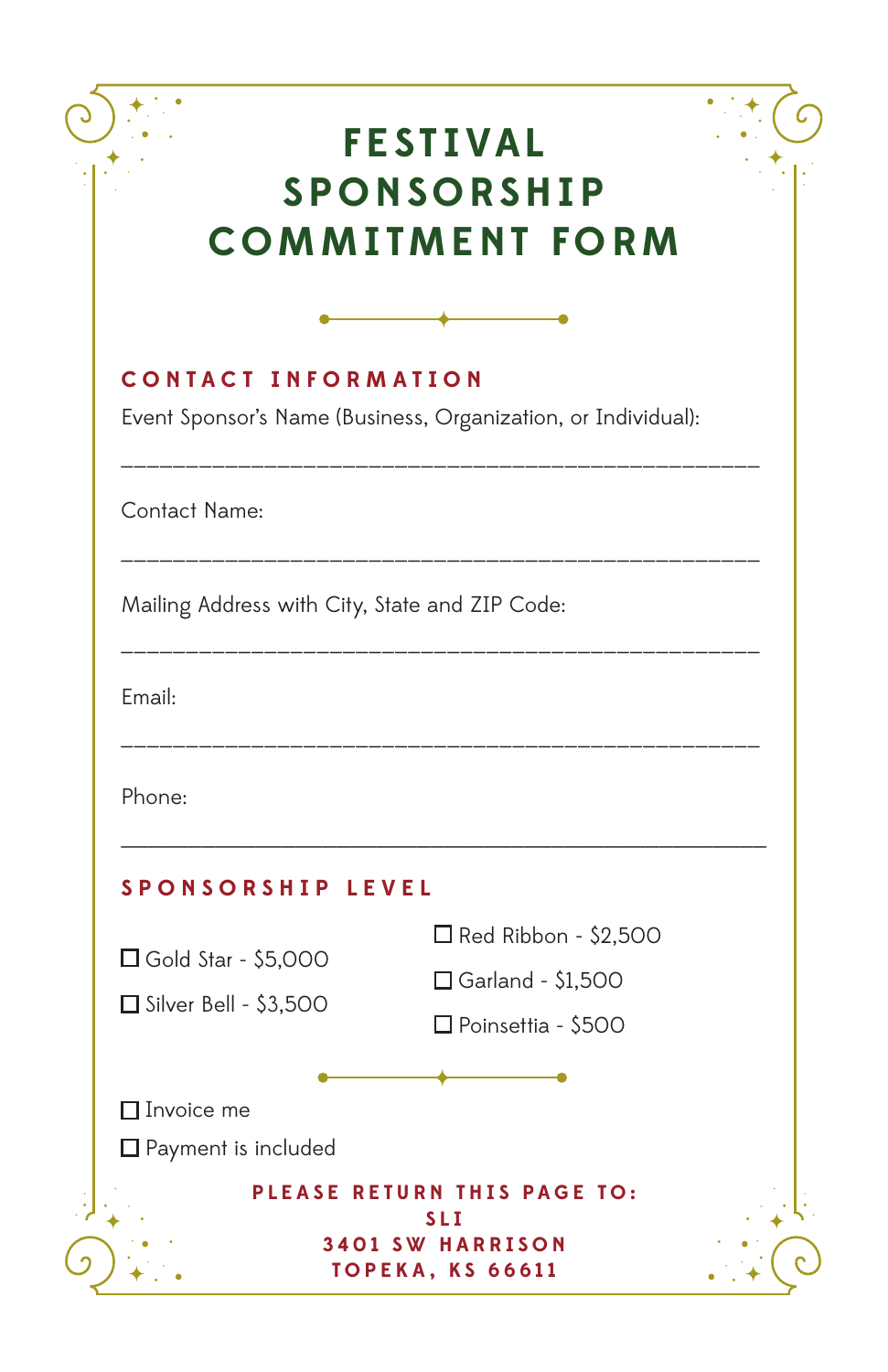# FESTIVAL SPONSORSHIP COMMITMENT FORM

## CONTACT INFORMATION

Event Sponsor's Name (Business, Organization, or Individual):

_______________________________________________

Contact Name:

_______________________________________________

Mailing Address with City, State and ZIP Code:

_______________________________________________

Email:

_______________________________________________

Phone:

_______________________________________________

## SPONSORSHIP LEVEL

☐ Gold Star - $5,000

☐ Silver Bell - $3,500

☐ Red Ribbon - $2,500

☐ Garland - $1,500

☐ Poinsettia - $500

☐ Invoice me

☐ Payment is included

**PLEASE RETURN THIS PAGE TO:**
**SLI**
**3401 SW HARRISON**
**TOPEKA, KS 66611**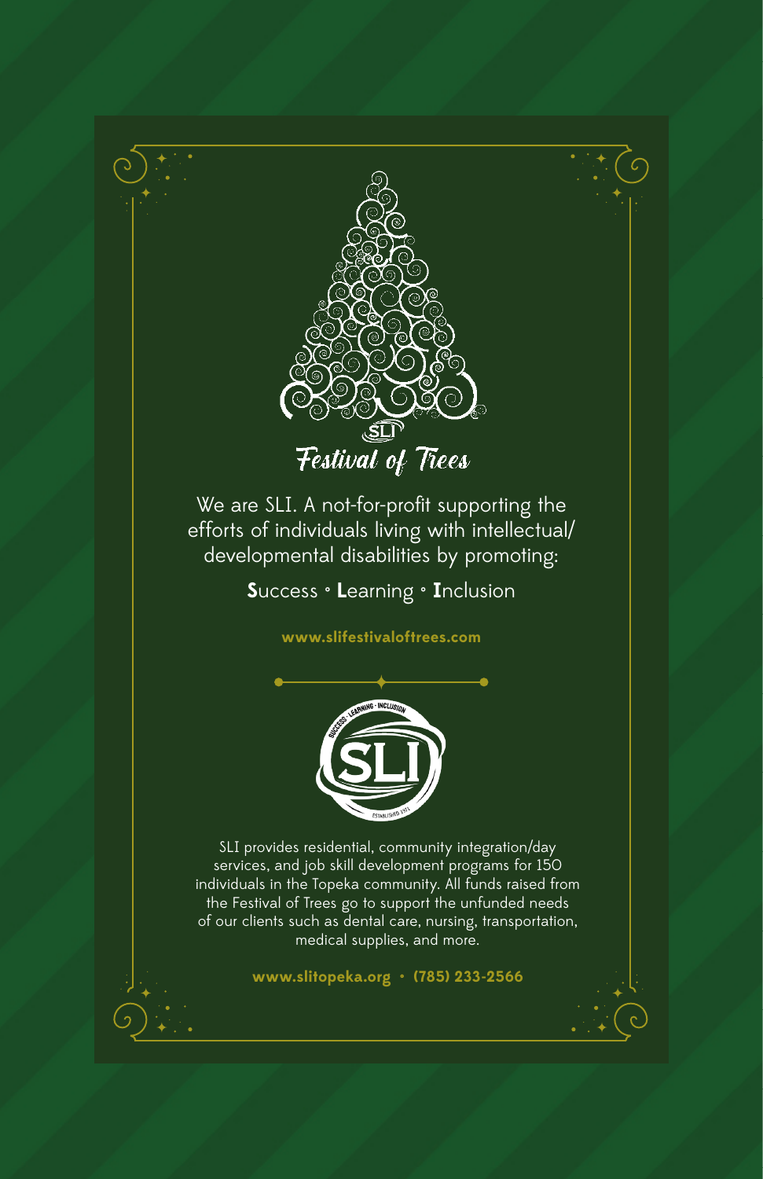# SLI Festival of Trees

We are SLI. A not-for-profit supporting the efforts of individuals living with intellectual/ developmental disabilities by promoting:

**S**uccess • **L**earning • **I**nclusion

**www.slifestivaloftrees.com**

SLI provides residential, community integration/day services, and job skill development programs for 150 individuals in the Topeka community. All funds raised from the Festival of Trees go to support the unfunded needs of our clients such as dental care, nursing, transportation, medical supplies, and more.

**www.slitopeka.org • (785) 233-2566**